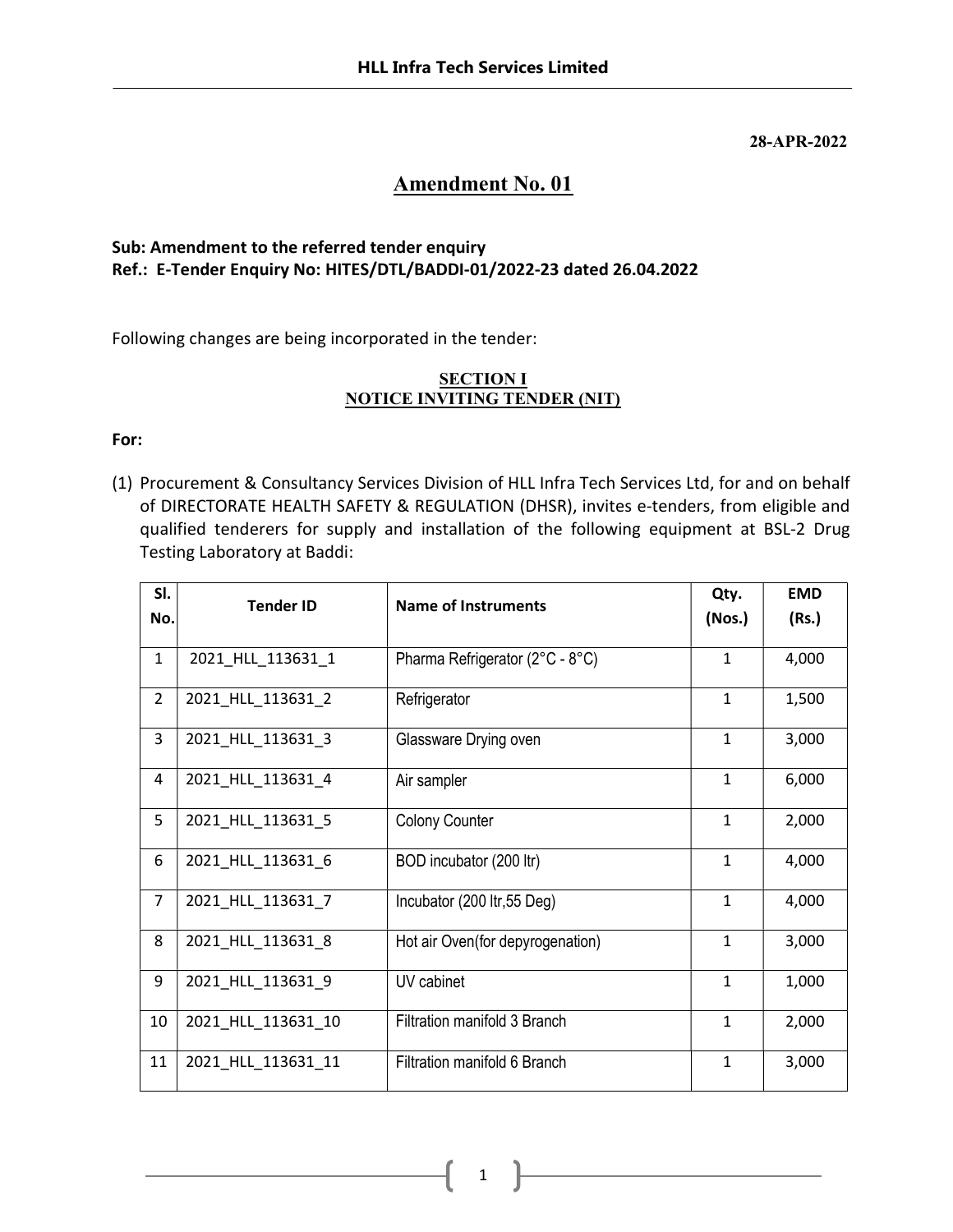**HLL Infra Tech Services Limited**

**28-APR-2022**

# Amendment No. 01

**Sub: Amendment to the referred tender enquiry**
**Ref.: E-Tender Enquiry No: HITES/DTL/BADDI-01/2022-23 dated 26.04.2022**

Following changes are being incorporated in the tender:

## SECTION I
## NOTICE INVITING TENDER (NIT)

**For:**

(1) Procurement & Consultancy Services Division of HLL Infra Tech Services Ltd, for and on behalf of DIRECTORATE HEALTH SAFETY & REGULATION (DHSR), invites e-tenders, from eligible and qualified tenderers for supply and installation of the following equipment at BSL-2 Drug Testing Laboratory at Baddi:

| Sl. No. | Tender ID | Name of Instruments | Qty. (Nos.) | EMD (Rs.) |
|---|---|---|---|---|
| 1 | 2021_HLL_113631_1 | Pharma Refrigerator (2°C - 8°C) | 1 | 4,000 |
| 2 | 2021_HLL_113631_2 | Refrigerator | 1 | 1,500 |
| 3 | 2021_HLL_113631_3 | Glassware Drying oven | 1 | 3,000 |
| 4 | 2021_HLL_113631_4 | Air sampler | 1 | 6,000 |
| 5 | 2021_HLL_113631_5 | Colony Counter | 1 | 2,000 |
| 6 | 2021_HLL_113631_6 | BOD incubator (200 ltr) | 1 | 4,000 |
| 7 | 2021_HLL_113631_7 | Incubator (200 ltr,55 Deg) | 1 | 4,000 |
| 8 | 2021_HLL_113631_8 | Hot air Oven(for depyrogenation) | 1 | 3,000 |
| 9 | 2021_HLL_113631_9 | UV cabinet | 1 | 1,000 |
| 10 | 2021_HLL_113631_10 | Filtration manifold 3 Branch | 1 | 2,000 |
| 11 | 2021_HLL_113631_11 | Filtration manifold 6 Branch | 1 | 3,000 |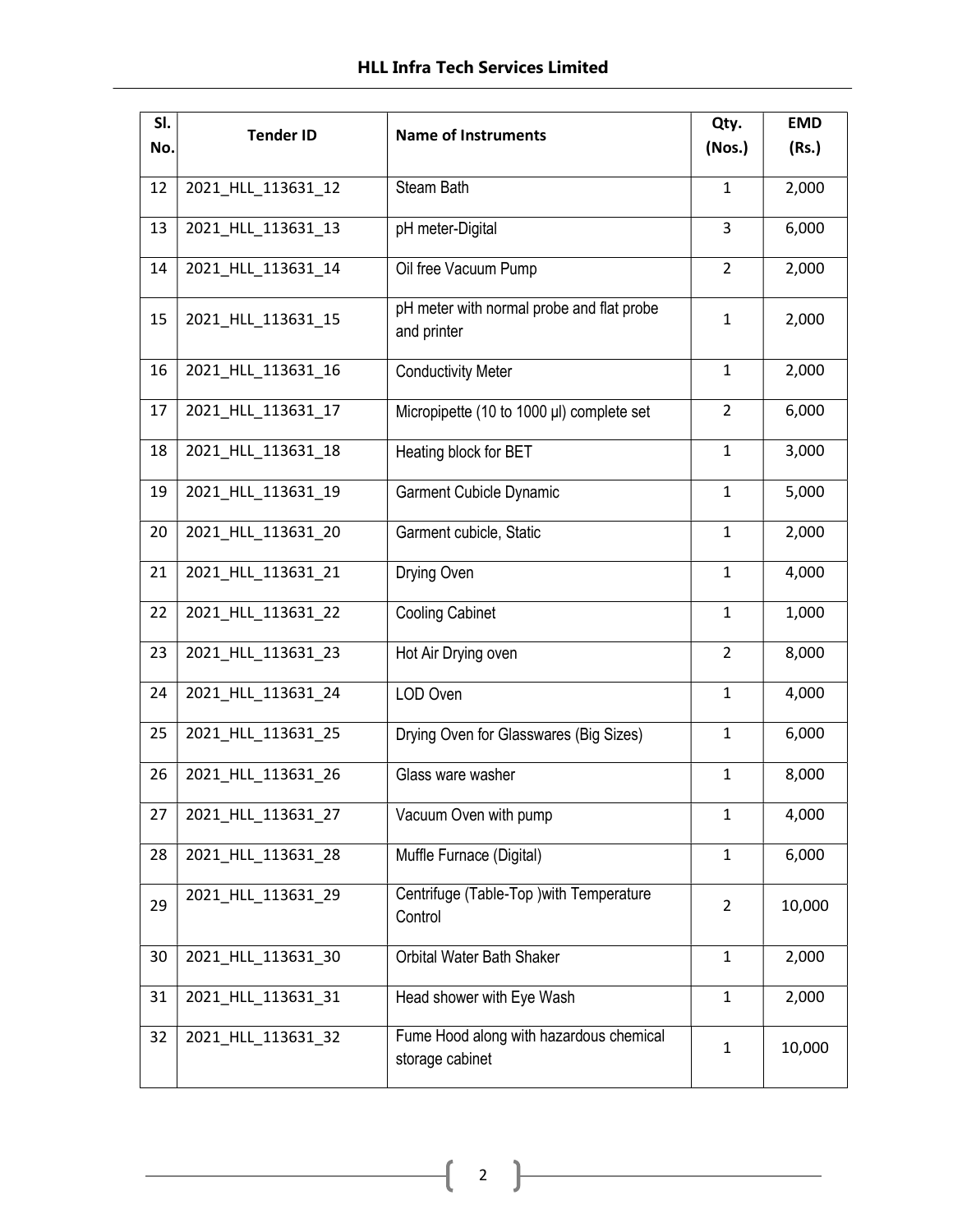| Sl. No. | Tender ID | Name of Instruments | Qty. (Nos.) | EMD (Rs.) |
|---|---|---|---|---|
| 12 | 2021_HLL_113631_12 | Steam Bath | 1 | 2,000 |
| 13 | 2021_HLL_113631_13 | pH meter-Digital | 3 | 6,000 |
| 14 | 2021_HLL_113631_14 | Oil free Vacuum Pump | 2 | 2,000 |
| 15 | 2021_HLL_113631_15 | pH meter with normal probe and flat probe and printer | 1 | 2,000 |
| 16 | 2021_HLL_113631_16 | Conductivity Meter | 1 | 2,000 |
| 17 | 2021_HLL_113631_17 | Micropipette (10 to 1000 µl) complete set | 2 | 6,000 |
| 18 | 2021_HLL_113631_18 | Heating block for BET | 1 | 3,000 |
| 19 | 2021_HLL_113631_19 | Garment Cubicle Dynamic | 1 | 5,000 |
| 20 | 2021_HLL_113631_20 | Garment cubicle, Static | 1 | 2,000 |
| 21 | 2021_HLL_113631_21 | Drying Oven | 1 | 4,000 |
| 22 | 2021_HLL_113631_22 | Cooling Cabinet | 1 | 1,000 |
| 23 | 2021_HLL_113631_23 | Hot Air Drying oven | 2 | 8,000 |
| 24 | 2021_HLL_113631_24 | LOD Oven | 1 | 4,000 |
| 25 | 2021_HLL_113631_25 | Drying Oven for Glasswares (Big Sizes) | 1 | 6,000 |
| 26 | 2021_HLL_113631_26 | Glass ware washer | 1 | 8,000 |
| 27 | 2021_HLL_113631_27 | Vacuum Oven with pump | 1 | 4,000 |
| 28 | 2021_HLL_113631_28 | Muffle Furnace (Digital) | 1 | 6,000 |
| 29 | 2021_HLL_113631_29 | Centrifuge (Table-Top )with Temperature Control | 2 | 10,000 |
| 30 | 2021_HLL_113631_30 | Orbital Water Bath Shaker | 1 | 2,000 |
| 31 | 2021_HLL_113631_31 | Head shower with Eye Wash | 1 | 2,000 |
| 32 | 2021_HLL_113631_32 | Fume Hood along with hazardous chemical storage cabinet | 1 | 10,000 |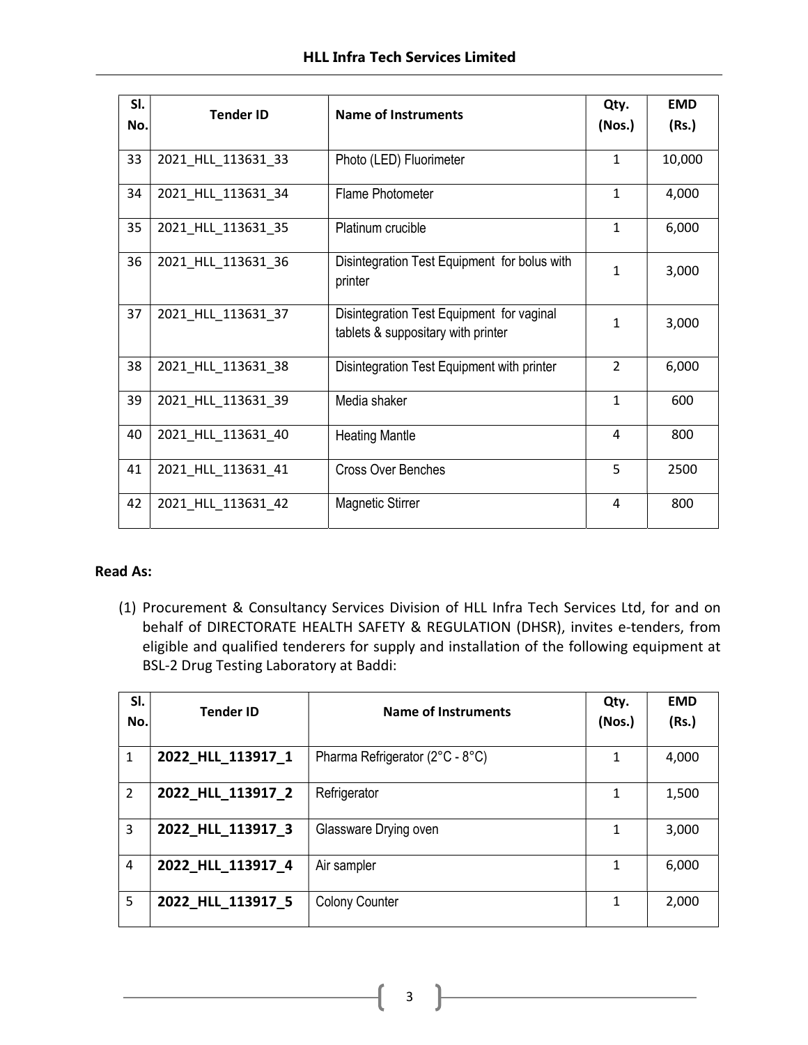| Sl. No. | Tender ID | Name of Instruments | Qty. (Nos.) | EMD (Rs.) |
|---|---|---|---|---|
| 33 | 2021_HLL_113631_33 | Photo (LED) Fluorimeter | 1 | 10,000 |
| 34 | 2021_HLL_113631_34 | Flame Photometer | 1 | 4,000 |
| 35 | 2021_HLL_113631_35 | Platinum crucible | 1 | 6,000 |
| 36 | 2021_HLL_113631_36 | Disintegration Test Equipment for bolus with printer | 1 | 3,000 |
| 37 | 2021_HLL_113631_37 | Disintegration Test Equipment for vaginal tablets & suppositary with printer | 1 | 3,000 |
| 38 | 2021_HLL_113631_38 | Disintegration Test Equipment with printer | 2 | 6,000 |
| 39 | 2021_HLL_113631_39 | Media shaker | 1 | 600 |
| 40 | 2021_HLL_113631_40 | Heating Mantle | 4 | 800 |
| 41 | 2021_HLL_113631_41 | Cross Over Benches | 5 | 2500 |
| 42 | 2021_HLL_113631_42 | Magnetic Stirrer | 4 | 800 |

**Read As:**

(1) Procurement & Consultancy Services Division of HLL Infra Tech Services Ltd, for and on behalf of DIRECTORATE HEALTH SAFETY & REGULATION (DHSR), invites e-tenders, from eligible and qualified tenderers for supply and installation of the following equipment at BSL-2 Drug Testing Laboratory at Baddi:

| Sl. No. | Tender ID | Name of Instruments | Qty. (Nos.) | EMD (Rs.) |
|---|---|---|---|---|
| 1 | **2022_HLL_113917_1** | Pharma Refrigerator (2°C - 8°C) | 1 | 4,000 |
| 2 | **2022_HLL_113917_2** | Refrigerator | 1 | 1,500 |
| 3 | **2022_HLL_113917_3** | Glassware Drying oven | 1 | 3,000 |
| 4 | **2022_HLL_113917_4** | Air sampler | 1 | 6,000 |
| 5 | **2022_HLL_113917_5** | Colony Counter | 1 | 2,000 |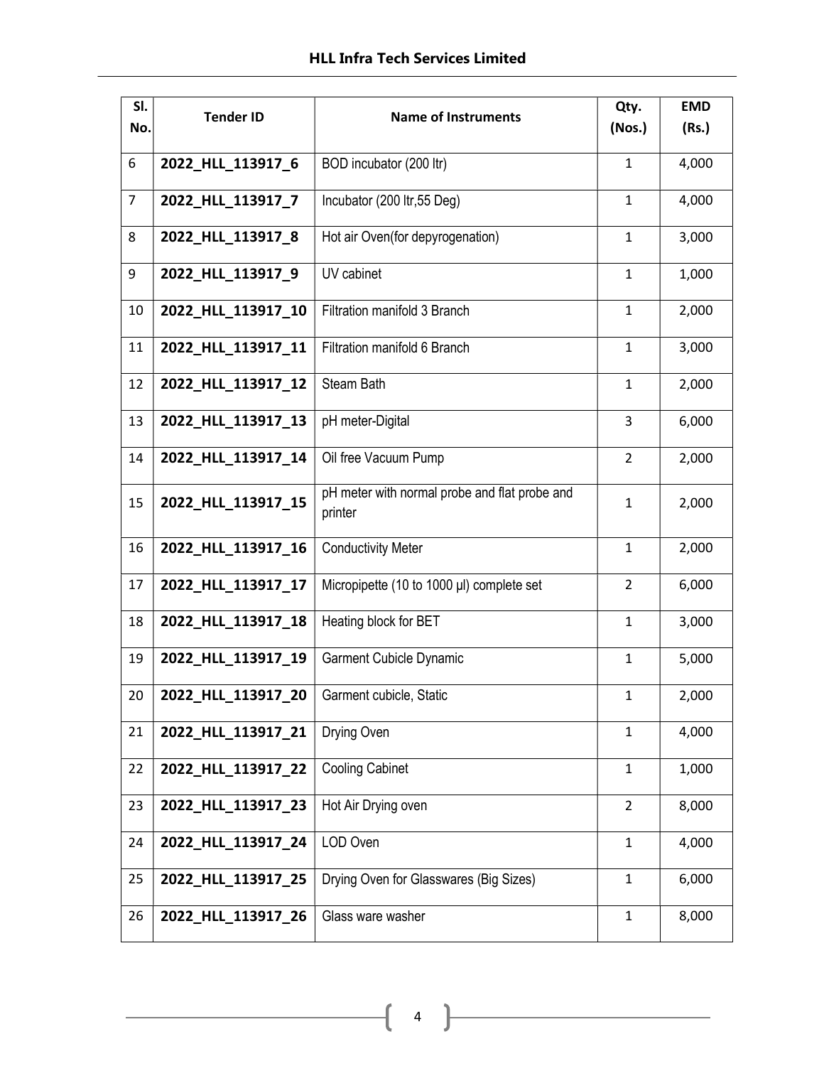| Sl. No. | Tender ID | Name of Instruments | Qty. (Nos.) | EMD (Rs.) |
|---|---|---|---|---|
| 6 | **2022_HLL_113917_6** | BOD incubator (200 ltr) | 1 | 4,000 |
| 7 | **2022_HLL_113917_7** | Incubator (200 ltr,55 Deg) | 1 | 4,000 |
| 8 | **2022_HLL_113917_8** | Hot air Oven(for depyrogenation) | 1 | 3,000 |
| 9 | **2022_HLL_113917_9** | UV cabinet | 1 | 1,000 |
| 10 | **2022_HLL_113917_10** | Filtration manifold 3 Branch | 1 | 2,000 |
| 11 | **2022_HLL_113917_11** | Filtration manifold 6 Branch | 1 | 3,000 |
| 12 | **2022_HLL_113917_12** | Steam Bath | 1 | 2,000 |
| 13 | **2022_HLL_113917_13** | pH meter-Digital | 3 | 6,000 |
| 14 | **2022_HLL_113917_14** | Oil free Vacuum Pump | 2 | 2,000 |
| 15 | **2022_HLL_113917_15** | pH meter with normal probe and flat probe and printer | 1 | 2,000 |
| 16 | **2022_HLL_113917_16** | Conductivity Meter | 1 | 2,000 |
| 17 | **2022_HLL_113917_17** | Micropipette (10 to 1000 µl) complete set | 2 | 6,000 |
| 18 | **2022_HLL_113917_18** | Heating block for BET | 1 | 3,000 |
| 19 | **2022_HLL_113917_19** | Garment Cubicle Dynamic | 1 | 5,000 |
| 20 | **2022_HLL_113917_20** | Garment cubicle, Static | 1 | 2,000 |
| 21 | **2022_HLL_113917_21** | Drying Oven | 1 | 4,000 |
| 22 | **2022_HLL_113917_22** | Cooling Cabinet | 1 | 1,000 |
| 23 | **2022_HLL_113917_23** | Hot Air Drying oven | 2 | 8,000 |
| 24 | **2022_HLL_113917_24** | LOD Oven | 1 | 4,000 |
| 25 | **2022_HLL_113917_25** | Drying Oven for Glasswares (Big Sizes) | 1 | 6,000 |
| 26 | **2022_HLL_113917_26** | Glass ware washer | 1 | 8,000 |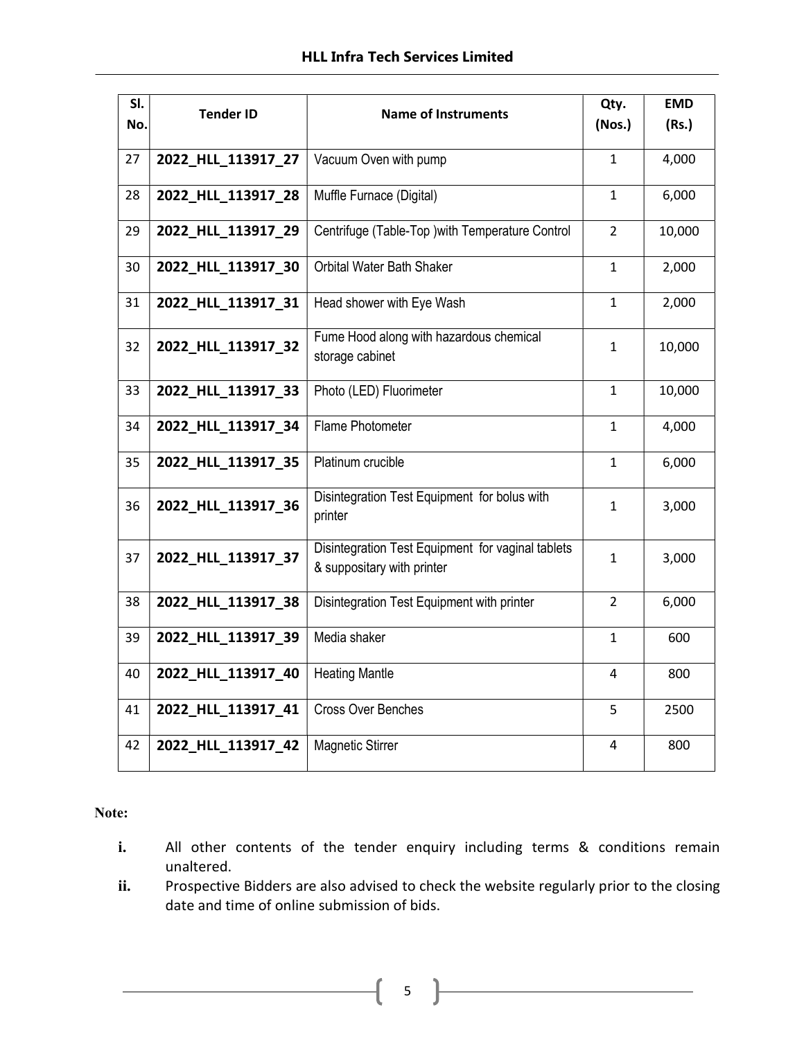| Sl. No. | Tender ID | Name of Instruments | Qty. (Nos.) | EMD (Rs.) |
|---|---|---|---|---|
| 27 | **2022_HLL_113917_27** | Vacuum Oven with pump | 1 | 4,000 |
| 28 | **2022_HLL_113917_28** | Muffle Furnace (Digital) | 1 | 6,000 |
| 29 | **2022_HLL_113917_29** | Centrifuge (Table-Top )with Temperature Control | 2 | 10,000 |
| 30 | **2022_HLL_113917_30** | Orbital Water Bath Shaker | 1 | 2,000 |
| 31 | **2022_HLL_113917_31** | Head shower with Eye Wash | 1 | 2,000 |
| 32 | **2022_HLL_113917_32** | Fume Hood along with hazardous chemical storage cabinet | 1 | 10,000 |
| 33 | **2022_HLL_113917_33** | Photo (LED) Fluorimeter | 1 | 10,000 |
| 34 | **2022_HLL_113917_34** | Flame Photometer | 1 | 4,000 |
| 35 | **2022_HLL_113917_35** | Platinum crucible | 1 | 6,000 |
| 36 | **2022_HLL_113917_36** | Disintegration Test Equipment for bolus with printer | 1 | 3,000 |
| 37 | **2022_HLL_113917_37** | Disintegration Test Equipment for vaginal tablets & suppositary with printer | 1 | 3,000 |
| 38 | **2022_HLL_113917_38** | Disintegration Test Equipment with printer | 2 | 6,000 |
| 39 | **2022_HLL_113917_39** | Media shaker | 1 | 600 |
| 40 | **2022_HLL_113917_40** | Heating Mantle | 4 | 800 |
| 41 | **2022_HLL_113917_41** | Cross Over Benches | 5 | 2500 |
| 42 | **2022_HLL_113917_42** | Magnetic Stirrer | 4 | 800 |

**Note:**

- **i.** All other contents of the tender enquiry including terms & conditions remain unaltered.
- **ii.** Prospective Bidders are also advised to check the website regularly prior to the closing date and time of online submission of bids.